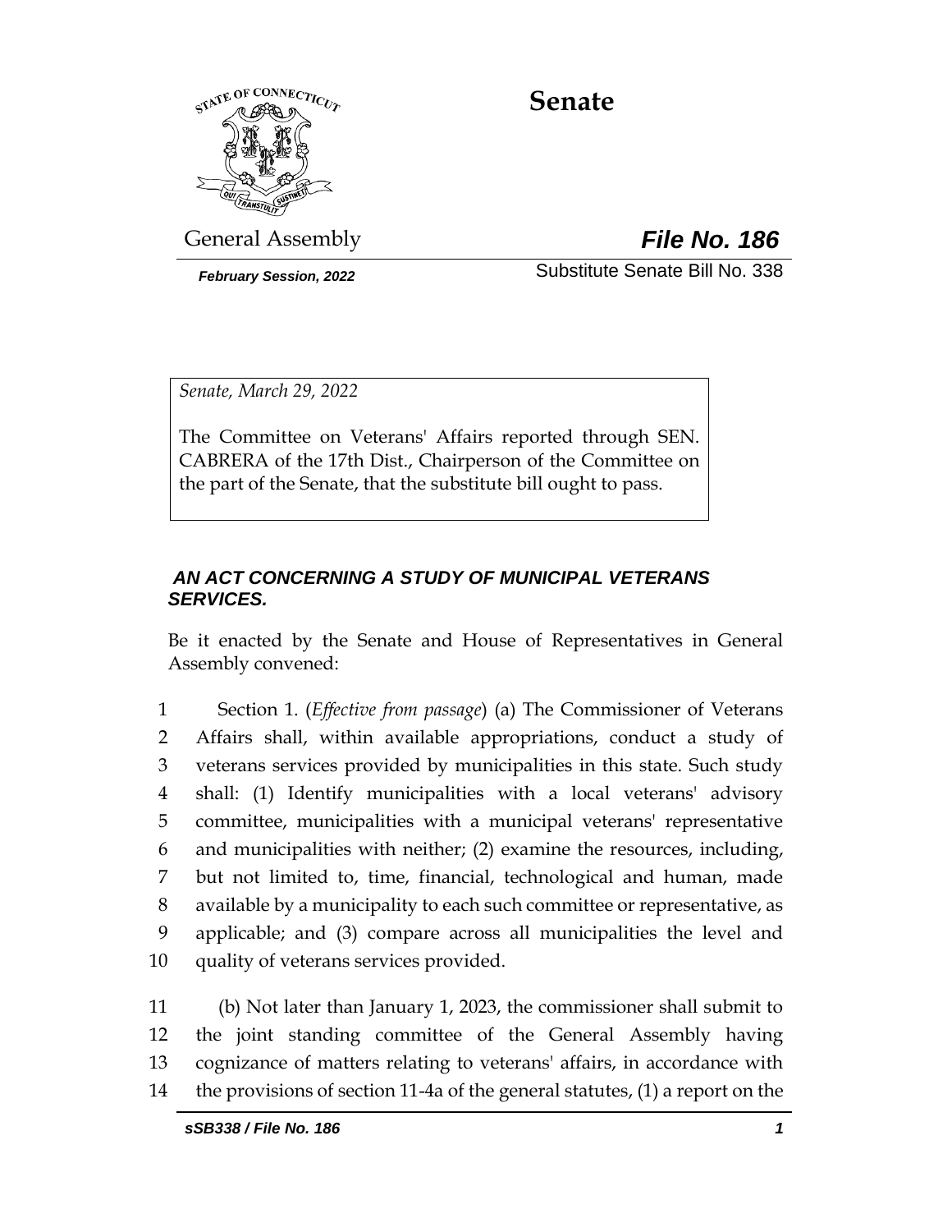# Senate

General Assembly

***File No. 186***

*February Session, 2022*

Substitute Senate Bill No. 338

*Senate, March 29, 2022*

The Committee on Veterans' Affairs reported through SEN. CABRERA of the 17th Dist., Chairperson of the Committee on the part of the Senate, that the substitute bill ought to pass.

## *AN ACT CONCERNING A STUDY OF MUNICIPAL VETERANS SERVICES.*

Be it enacted by the Senate and House of Representatives in General Assembly convened:

1 Section 1. (*Effective from passage*) (a) The Commissioner of Veterans
2 Affairs shall, within available appropriations, conduct a study of
3 veterans services provided by municipalities in this state. Such study
4 shall: (1) Identify municipalities with a local veterans' advisory
5 committee, municipalities with a municipal veterans' representative
6 and municipalities with neither; (2) examine the resources, including,
7 but not limited to, time, financial, technological and human, made
8 available by a municipality to each such committee or representative, as
9 applicable; and (3) compare across all municipalities the level and
10 quality of veterans services provided.

11 (b) Not later than January 1, 2023, the commissioner shall submit to
12 the joint standing committee of the General Assembly having
13 cognizance of matters relating to veterans' affairs, in accordance with
14 the provisions of section 11-4a of the general statutes, (1) a report on the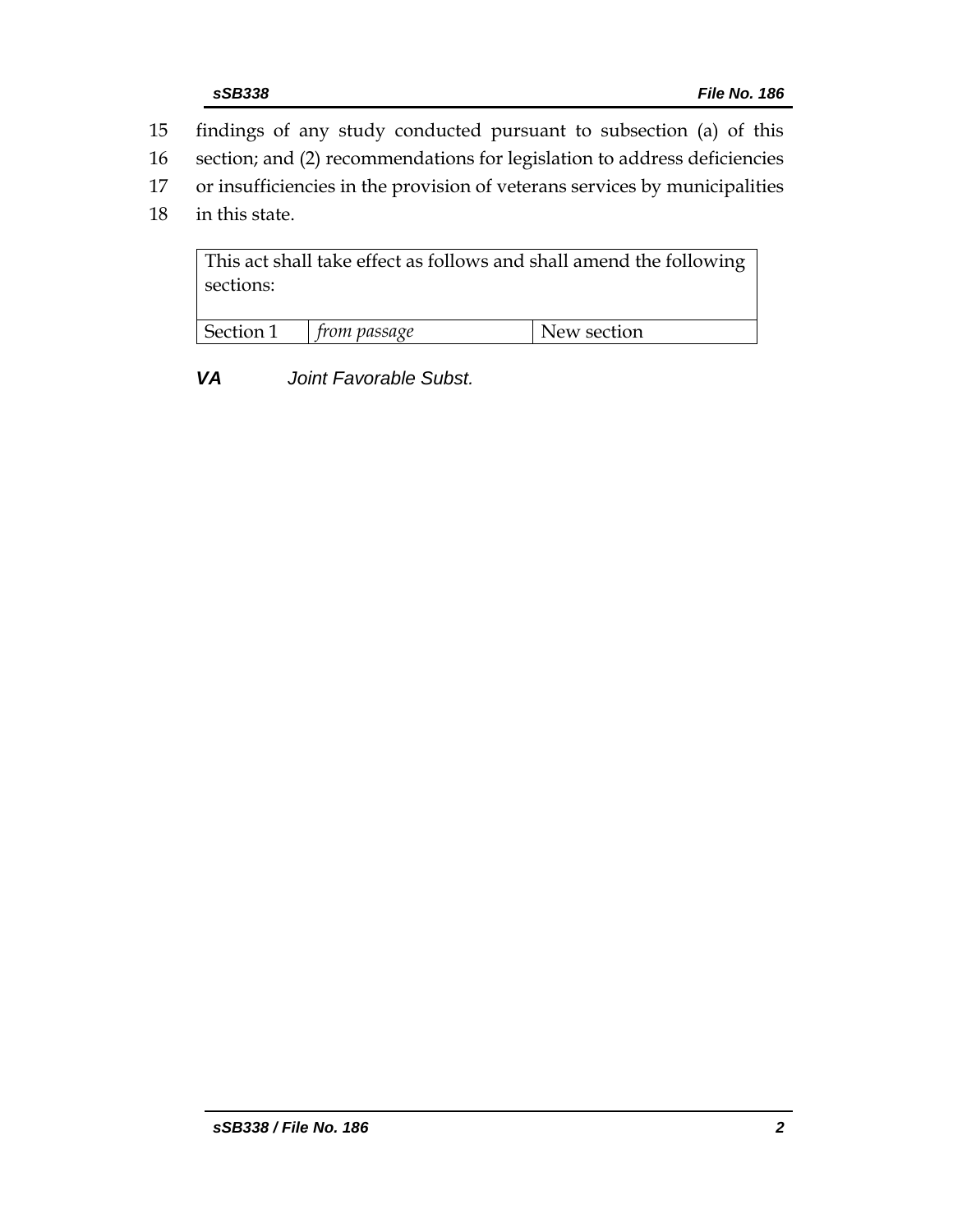15 findings of any study conducted pursuant to subsection (a) of this
16 section; and (2) recommendations for legislation to address deficiencies
17 or insufficiencies in the provision of veterans services by municipalities
18 in this state.

| This act shall take effect as follows and shall amend the following sections: | | |
|---|---|---|
| Section 1 | *from passage* | New section |

***VA*** *Joint Favorable Subst.*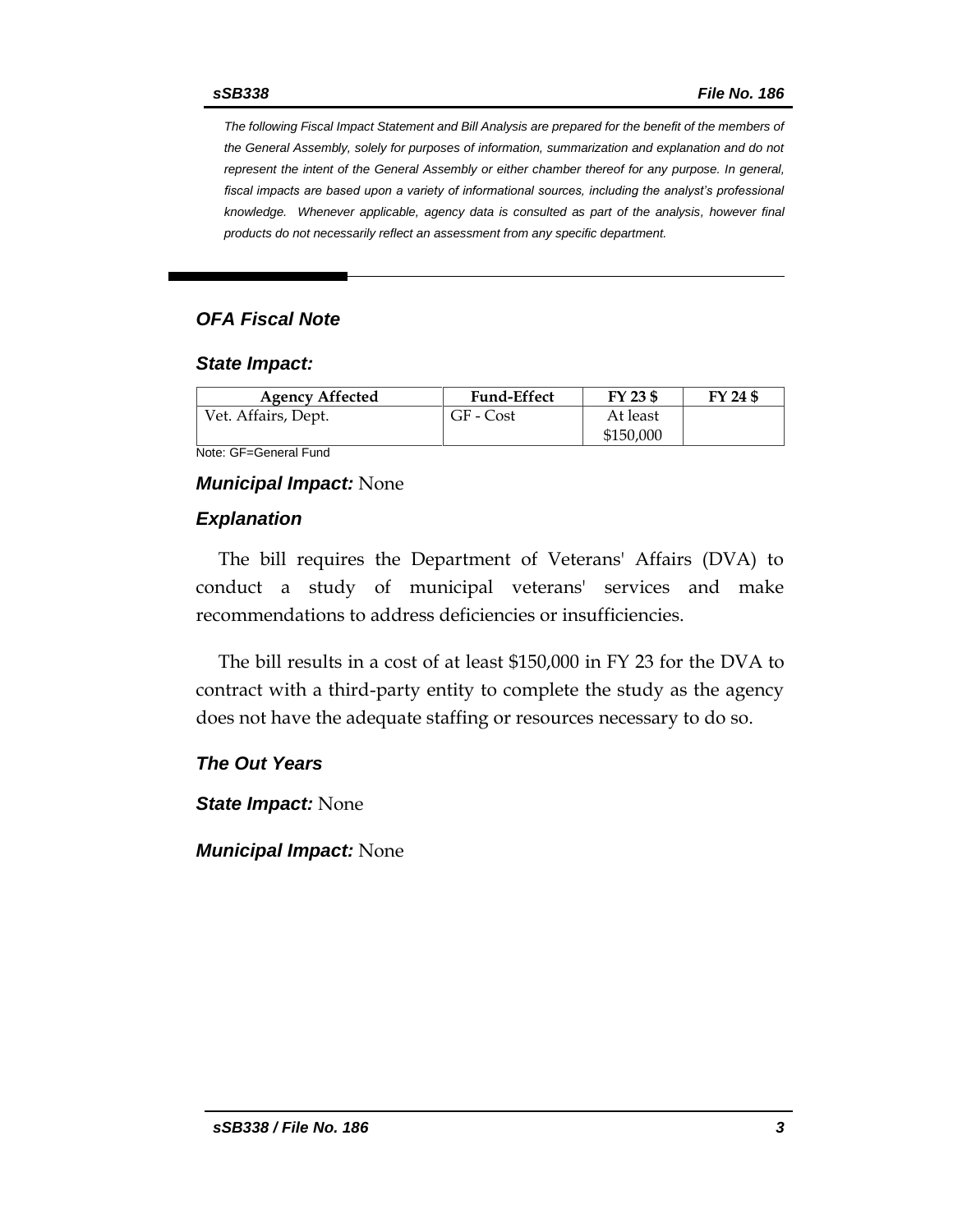*The following Fiscal Impact Statement and Bill Analysis are prepared for the benefit of the members of the General Assembly, solely for purposes of information, summarization and explanation and do not represent the intent of the General Assembly or either chamber thereof for any purpose. In general, fiscal impacts are based upon a variety of informational sources, including the analyst's professional knowledge. Whenever applicable, agency data is consulted as part of the analysis, however final products do not necessarily reflect an assessment from any specific department.*

## *OFA Fiscal Note*

### *State Impact:*

| Agency Affected | Fund-Effect | FY 23 $ | FY 24 $ |
|---|---|---|---|
| Vet. Affairs, Dept. | GF - Cost | At least $150,000 | |

Note: GF=General Fund

***Municipal Impact:*** None

### *Explanation*

The bill requires the Department of Veterans' Affairs (DVA) to conduct a study of municipal veterans' services and make recommendations to address deficiencies or insufficiencies.

The bill results in a cost of at least $150,000 in FY 23 for the DVA to contract with a third-party entity to complete the study as the agency does not have the adequate staffing or resources necessary to do so.

### *The Out Years*

***State Impact:*** None

***Municipal Impact:*** None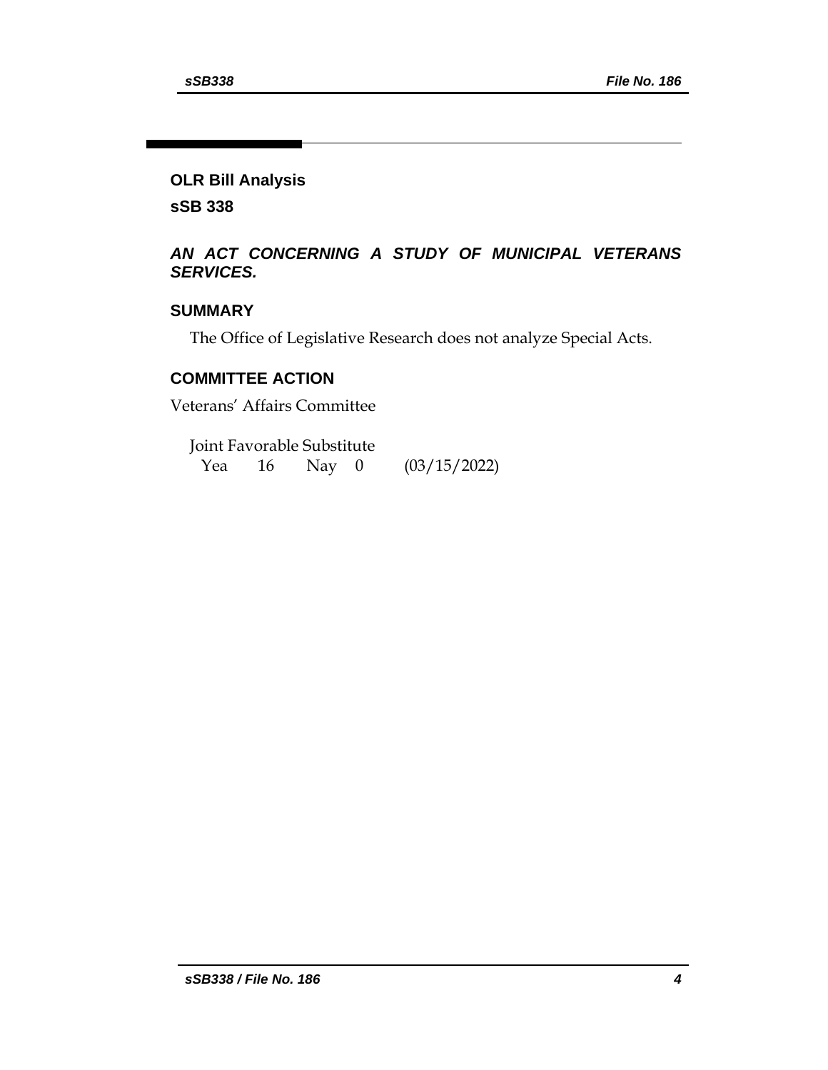## OLR Bill Analysis

**sSB 338**

***AN ACT CONCERNING A STUDY OF MUNICIPAL VETERANS SERVICES.***

### SUMMARY

The Office of Legislative Research does not analyze Special Acts.

### COMMITTEE ACTION

Veterans' Affairs Committee

| | | | | |
|---|---|---|---|---|
| Joint Favorable Substitute | | | | |
| Yea | 16 | Nay | 0 | (03/15/2022) |